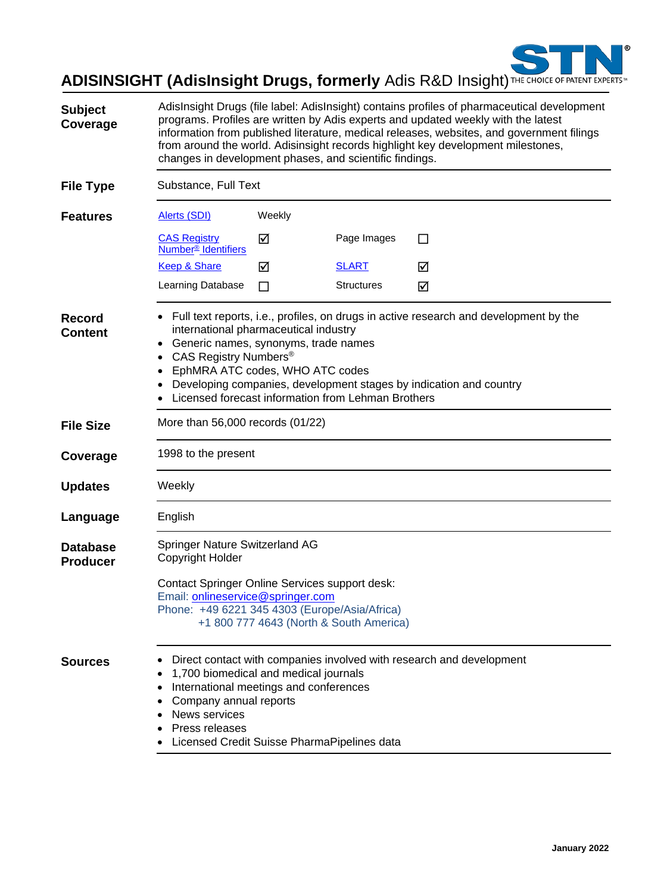# ADISINSIGHT (AdisInsight Drugs, formerly Adis R&D Insight)

STN® THE CHOICE OF PATENT EXPERTS™

**Subject Coverage**

AdisInsight Drugs (file label: AdisInsight) contains profiles of pharmaceutical development programs. Profiles are written by Adis experts and updated weekly with the latest information from published literature, medical releases, websites, and government filings from around the world. Adisinsight records highlight key development milestones, changes in development phases, and scientific findings.

**File Type**

Substance, Full Text

**Features**

| | | | |
|---|---|---|---|
| Alerts (SDI) | Weekly | | |
| CAS Registry Number® Identifiers | ☑ | Page Images | ☐ |
| Keep & Share | ☑ | SLART | ☑ |
| Learning Database | ☐ | Structures | ☑ |

**Record Content**

- Full text reports, i.e., profiles, on drugs in active research and development by the international pharmaceutical industry
- Generic names, synonyms, trade names
- CAS Registry Numbers®
- EphMRA ATC codes, WHO ATC codes
- Developing companies, development stages by indication and country
- Licensed forecast information from Lehman Brothers

**File Size**

More than 56,000 records (01/22)

**Coverage**

1998 to the present

**Updates**

Weekly

**Language**

English

**Database Producer**

Springer Nature Switzerland AG
Copyright Holder

Contact Springer Online Services support desk:
Email: onlineservice@springer.com
Phone: +49 6221 345 4303 (Europe/Asia/Africa)
+1 800 777 4643 (North & South America)

**Sources**

- Direct contact with companies involved with research and development
- 1,700 biomedical and medical journals
- International meetings and conferences
- Company annual reports
- News services
- Press releases
- Licensed Credit Suisse PharmaPipelines data

January 2022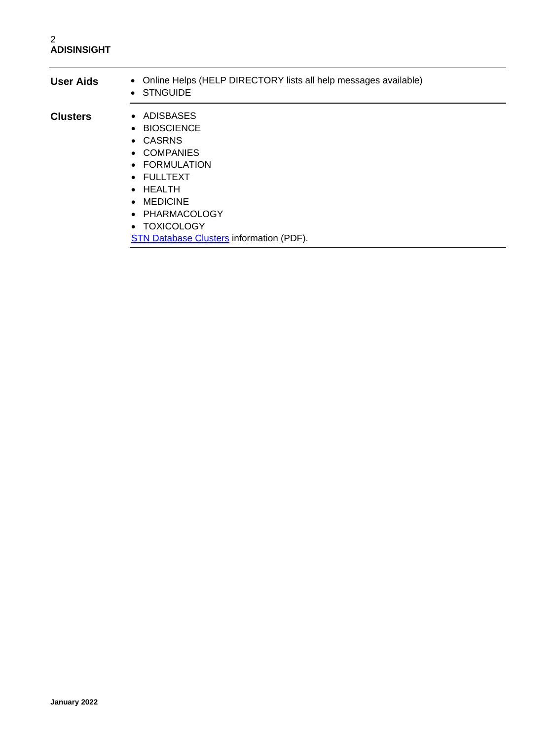| | |
|---|---|
| **User Aids** | • Online Helps (HELP DIRECTORY lists all help messages available)<br>• STNGUIDE |
| **Clusters** | • ADISBASES<br>• BIOSCIENCE<br>• CASRNS<br>• COMPANIES<br>• FORMULATION<br>• FULLTEXT<br>• HEALTH<br>• MEDICINE<br>• PHARMACOLOGY<br>• TOXICOLOGY<br>STN Database Clusters information (PDF). |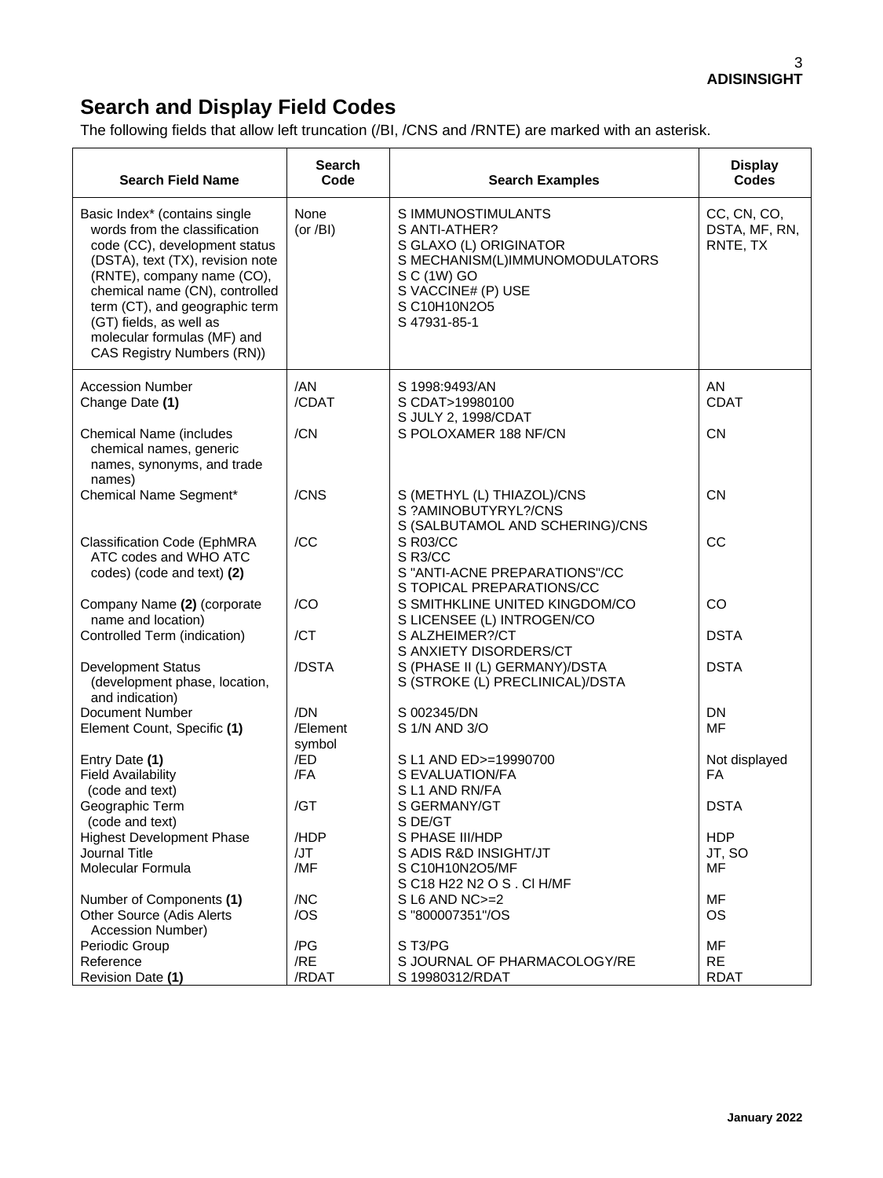## Search and Display Field Codes

The following fields that allow left truncation (/BI, /CNS and /RNTE) are marked with an asterisk.

| Search Field Name | Search Code | Search Examples | Display Codes |
|---|---|---|---|
| Basic Index* (contains single words from the classification code (CC), development status (DSTA), text (TX), revision note (RNTE), company name (CO), chemical name (CN), controlled term (CT), and geographic term (GT) fields, as well as molecular formulas (MF) and CAS Registry Numbers (RN)) | None (or /BI) | S IMMUNOSTIMULANTS<br>S ANTI-ATHER?<br>S GLAXO (L) ORIGINATOR<br>S MECHANISM(L)IMMUNOMODULATORS<br>S C (1W) GO<br>S VACCINE# (P) USE<br>S C10H10N2O5<br>S 47931-85-1 | CC, CN, CO, DSTA, MF, RN, RNTE, TX |
| Accession Number | /AN | S 1998:9493/AN | AN |
| Change Date **(1)** | /CDAT | S CDAT>19980100<br>S JULY 2, 1998/CDAT | CDAT |
| Chemical Name (includes chemical names, generic names, synonyms, and trade names) | /CN | S POLOXAMER 188 NF/CN | CN |
| Chemical Name Segment* | /CNS | S (METHYL (L) THIAZOL)/CNS<br>S ?AMINOBUTYRYL?/CNS<br>S (SALBUTAMOL AND SCHERING)/CNS | CN |
| Classification Code (EphMRA ATC codes and WHO ATC codes) (code and text) **(2)** | /CC | S R03/CC<br>S R3/CC<br>S "ANTI-ACNE PREPARATIONS"/CC<br>S TOPICAL PREPARATIONS/CC | CC |
| Company Name **(2)** (corporate name and location) | /CO | S SMITHKLINE UNITED KINGDOM/CO<br>S LICENSEE (L) INTROGEN/CO | CO |
| Controlled Term (indication) | /CT | S ALZHEIMER?/CT<br>S ANXIETY DISORDERS/CT | DSTA |
| Development Status (development phase, location, and indication) | /DSTA | S (PHASE II (L) GERMANY)/DSTA<br>S (STROKE (L) PRECLINICAL)/DSTA | DSTA |
| Document Number | /DN | S 002345/DN | DN |
| Element Count, Specific **(1)** | /Element symbol | S 1/N AND 3/O | MF |
| Entry Date **(1)** | /ED | S L1 AND ED>=19990700 | Not displayed |
| Field Availability (code and text) | /FA | S EVALUATION/FA<br>S L1 AND RN/FA | FA |
| Geographic Term (code and text) | /GT | S GERMANY/GT<br>S DE/GT | DSTA |
| Highest Development Phase | /HDP | S PHASE III/HDP | HDP |
| Journal Title | /JT | S ADIS R&D INSIGHT/JT | JT, SO |
| Molecular Formula | /MF | S C10H10N2O5/MF<br>S C18 H22 N2 O S . Cl H/MF | MF |
| Number of Components **(1)** | /NC | S L6 AND NC>=2 | MF |
| Other Source (Adis Alerts Accession Number) | /OS | S "800007351"/OS | OS |
| Periodic Group | /PG | S T3/PG | MF |
| Reference | /RE | S JOURNAL OF PHARMACOLOGY/RE | RE |
| Revision Date **(1)** | /RDAT | S 19980312/RDAT | RDAT |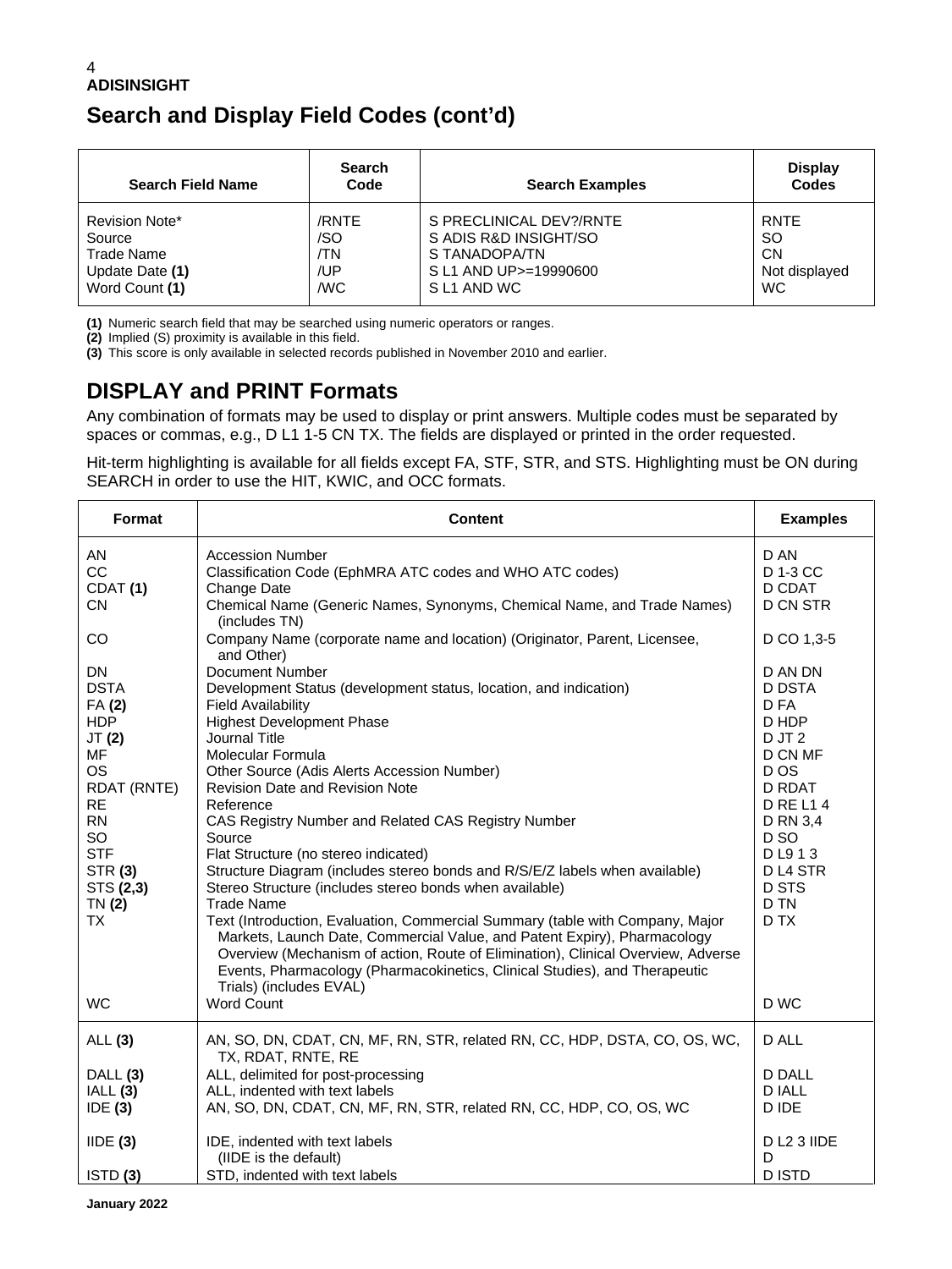## Search and Display Field Codes (cont'd)

| Search Field Name | Search Code | Search Examples | Display Codes |
|---|---|---|---|
| Revision Note* | /RNTE | S PRECLINICAL DEV?/RNTE | RNTE |
| Source | /SO | S ADIS R&D INSIGHT/SO | SO |
| Trade Name | /TN | S TANADOPA/TN | CN |
| Update Date **(1)** | /UP | S L1 AND UP>=19990600 | Not displayed |
| Word Count **(1)** | /WC | S L1 AND WC | WC |

**(1)** Numeric search field that may be searched using numeric operators or ranges.
**(2)** Implied (S) proximity is available in this field.
**(3)** This score is only available in selected records published in November 2010 and earlier.

## DISPLAY and PRINT Formats

Any combination of formats may be used to display or print answers. Multiple codes must be separated by spaces or commas, e.g., D L1 1-5 CN TX. The fields are displayed or printed in the order requested.

Hit-term highlighting is available for all fields except FA, STF, STR, and STS. Highlighting must be ON during SEARCH in order to use the HIT, KWIC, and OCC formats.

| Format | Content | Examples |
|---|---|---|
| AN | Accession Number | D AN |
| CC | Classification Code (EphMRA ATC codes and WHO ATC codes) | D 1-3 CC |
| CDAT **(1)** | Change Date | D CDAT |
| CN | Chemical Name (Generic Names, Synonyms, Chemical Name, and Trade Names) (includes TN) | D CN STR |
| CO | Company Name (corporate name and location) (Originator, Parent, Licensee, and Other) | D CO 1,3-5 |
| DN | Document Number | D AN DN |
| DSTA | Development Status (development status, location, and indication) | D DSTA |
| FA **(2)** | Field Availability | D FA |
| HDP | Highest Development Phase | D HDP |
| JT **(2)** | Journal Title | D JT 2 |
| MF | Molecular Formula | D CN MF |
| OS | Other Source (Adis Alerts Accession Number) | D OS |
| RDAT (RNTE) | Revision Date and Revision Note | D RDAT |
| RE | Reference | D RE L1 4 |
| RN | CAS Registry Number and Related CAS Registry Number | D RN 3,4 |
| SO | Source | D SO |
| STF | Flat Structure (no stereo indicated) | D L9 1 3 |
| STR **(3)** | Structure Diagram (includes stereo bonds and R/S/E/Z labels when available) | D L4 STR |
| STS **(2,3)** | Stereo Structure (includes stereo bonds when available) | D STS |
| TN **(2)** | Trade Name | D TN |
| TX | Text (Introduction, Evaluation, Commercial Summary (table with Company, Major Markets, Launch Date, Commercial Value, and Patent Expiry), Pharmacology Overview (Mechanism of action, Route of Elimination), Clinical Overview, Adverse Events, Pharmacology (Pharmacokinetics, Clinical Studies), and Therapeutic Trials) (includes EVAL) | D TX |
| WC | Word Count | D WC |
| ALL **(3)** | AN, SO, DN, CDAT, CN, MF, RN, STR, related RN, CC, HDP, DSTA, CO, OS, WC, TX, RDAT, RNTE, RE | D ALL |
| DALL **(3)** | ALL, delimited for post-processing | D DALL |
| IALL **(3)** | ALL, indented with text labels | D IALL |
| IDE **(3)** | AN, SO, DN, CDAT, CN, MF, RN, STR, related RN, CC, HDP, CO, OS, WC | D IDE |
| IIDE **(3)** | IDE, indented with text labels (IIDE is the default) | D L2 3 IIDE<br>D |
| ISTD **(3)** | STD, indented with text labels | D ISTD |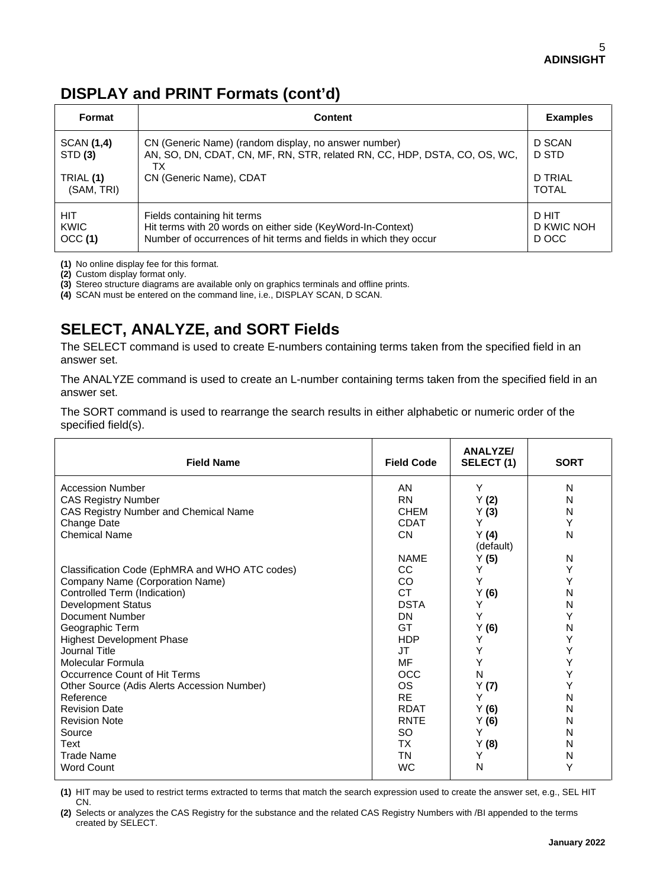## DISPLAY and PRINT Formats (cont'd)

| Format | Content | Examples |
|---|---|---|
| SCAN **(1,4)** | CN (Generic Name) (random display, no answer number) | D SCAN |
| STD **(3)** | AN, SO, DN, CDAT, CN, MF, RN, STR, related RN, CC, HDP, DSTA, CO, OS, WC, TX | D STD |
| TRIAL **(1)** (SAM, TRI) | CN (Generic Name), CDAT | D TRIAL TOTAL |
| HIT | Fields containing hit terms | D HIT |
| KWIC | Hit terms with 20 words on either side (KeyWord-In-Context) | D KWIC NOH |
| OCC **(1)** | Number of occurrences of hit terms and fields in which they occur | D OCC |

**(1)** No online display fee for this format.
**(2)** Custom display format only.
**(3)** Stereo structure diagrams are available only on graphics terminals and offline prints.
**(4)** SCAN must be entered on the command line, i.e., DISPLAY SCAN, D SCAN.

## SELECT, ANALYZE, and SORT Fields

The SELECT command is used to create E-numbers containing terms taken from the specified field in an answer set.

The ANALYZE command is used to create an L-number containing terms taken from the specified field in an answer set.

The SORT command is used to rearrange the search results in either alphabetic or numeric order of the specified field(s).

| Field Name | Field Code | ANALYZE/ SELECT (1) | SORT |
|---|---|---|---|
| Accession Number | AN | Y | N |
| CAS Registry Number | RN | Y **(2)** | N |
| CAS Registry Number and Chemical Name | CHEM | Y **(3)** | N |
| Change Date | CDAT | Y | Y |
| Chemical Name | CN | Y **(4)** (default) | N |
| | NAME | Y **(5)** | N |
| Classification Code (EphMRA and WHO ATC codes) | CC | Y | Y |
| Company Name (Corporation Name) | CO | Y | Y |
| Controlled Term (Indication) | CT | Y **(6)** | N |
| Development Status | DSTA | Y | N |
| Document Number | DN | Y | Y |
| Geographic Term | GT | Y **(6)** | N |
| Highest Development Phase | HDP | Y | Y |
| Journal Title | JT | Y | Y |
| Molecular Formula | MF | Y | Y |
| Occurrence Count of Hit Terms | OCC | N | Y |
| Other Source (Adis Alerts Accession Number) | OS | Y **(7)** | Y |
| Reference | RE | Y | N |
| Revision Date | RDAT | Y **(6)** | N |
| Revision Note | RNTE | Y **(6)** | N |
| Source | SO | Y | N |
| Text | TX | Y **(8)** | N |
| Trade Name | TN | Y | N |
| Word Count | WC | N | Y |

**(1)** HIT may be used to restrict terms extracted to terms that match the search expression used to create the answer set, e.g., SEL HIT CN.
**(2)** Selects or analyzes the CAS Registry for the substance and the related CAS Registry Numbers with /BI appended to the terms created by SELECT.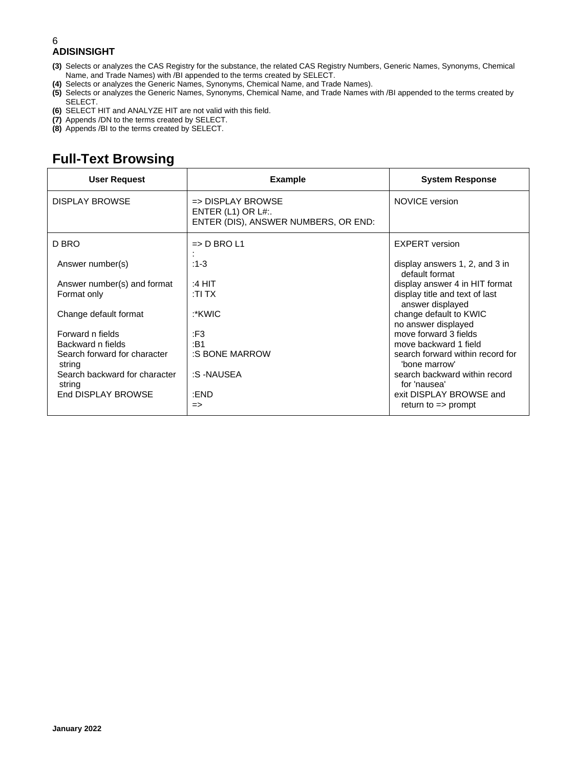**(3)** Selects or analyzes the CAS Registry for the substance, the related CAS Registry Numbers, Generic Names, Synonyms, Chemical Name, and Trade Names) with /BI appended to the terms created by SELECT.
**(4)** Selects or analyzes the Generic Names, Synonyms, Chemical Name, and Trade Names).
**(5)** Selects or analyzes the Generic Names, Synonyms, Chemical Name, and Trade Names with /BI appended to the terms created by SELECT.
**(6)** SELECT HIT and ANALYZE HIT are not valid with this field.
**(7)** Appends /DN to the terms created by SELECT.
**(8)** Appends /BI to the terms created by SELECT.

## Full-Text Browsing

| User Request | Example | System Response |
|---|---|---|
| DISPLAY BROWSE | => DISPLAY BROWSE<br>ENTER (L1) OR L#:.<br>ENTER (DIS), ANSWER NUMBERS, OR END: | NOVICE version |
| D BRO | => D BRO L1<br>: | EXPERT version |
| Answer number(s) | :1-3 | display answers 1, 2, and 3 in default format |
| Answer number(s) and format | :4 HIT | display answer 4 in HIT format |
| Format only | :TI TX | display title and text of last answer displayed |
| Change default format | :*KWIC | change default to KWIC<br>no answer displayed |
| Forward n fields | :F3 | move forward 3 fields |
| Backward n fields | :B1 | move backward 1 field |
| Search forward for character string | :S BONE MARROW | search forward within record for 'bone marrow' |
| Search backward for character string | :S -NAUSEA | search backward within record for 'nausea' |
| End DISPLAY BROWSE | :END<br>=> | exit DISPLAY BROWSE and return to => prompt |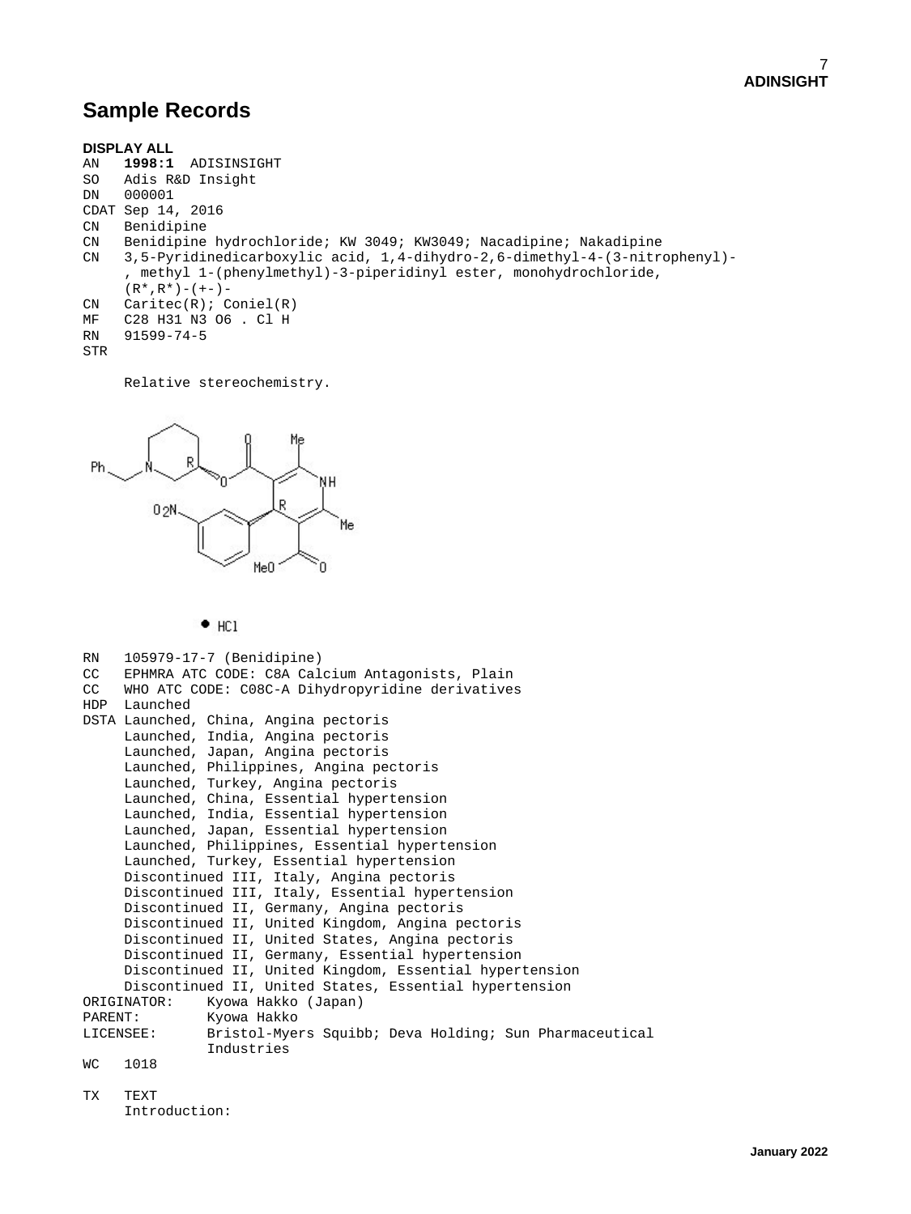## Sample Records

**DISPLAY ALL**

```
AN   1998:1  ADISINSIGHT
SO   Adis R&D Insight
DN   000001
CDAT Sep 14, 2016
CN   Benidipine
CN   Benidipine hydrochloride; KW 3049; KW3049; Nacadipine; Nakadipine
CN   3,5-Pyridinedicarboxylic acid, 1,4-dihydro-2,6-dimethyl-4-(3-nitrophenyl)-
     , methyl 1-(phenylmethyl)-3-piperidinyl ester, monohydrochloride,
     (R*,R*)-(+-)-
CN   Caritec(R); Coniel(R)
MF   C28 H31 N3 O6 . Cl H
RN   91599-74-5
STR

     Relative stereochemistry.

     • HCl

RN   105979-17-7 (Benidipine)
CC   EPHMRA ATC CODE: C8A Calcium Antagonists, Plain
CC   WHO ATC CODE: C08C-A Dihydropyridine derivatives
HDP  Launched
DSTA Launched, China, Angina pectoris
     Launched, India, Angina pectoris
     Launched, Japan, Angina pectoris
     Launched, Philippines, Angina pectoris
     Launched, Turkey, Angina pectoris
     Launched, China, Essential hypertension
     Launched, India, Essential hypertension
     Launched, Japan, Essential hypertension
     Launched, Philippines, Essential hypertension
     Launched, Turkey, Essential hypertension
     Discontinued III, Italy, Angina pectoris
     Discontinued III, Italy, Essential hypertension
     Discontinued II, Germany, Angina pectoris
     Discontinued II, United Kingdom, Angina pectoris
     Discontinued II, United States, Angina pectoris
     Discontinued II, Germany, Essential hypertension
     Discontinued II, United Kingdom, Essential hypertension
     Discontinued II, United States, Essential hypertension
ORIGINATOR:    Kyowa Hakko (Japan)
PARENT:        Kyowa Hakko
LICENSEE:      Bristol-Myers Squibb; Deva Holding; Sun Pharmaceutical
               Industries
WC   1018

TX   TEXT
     Introduction:
```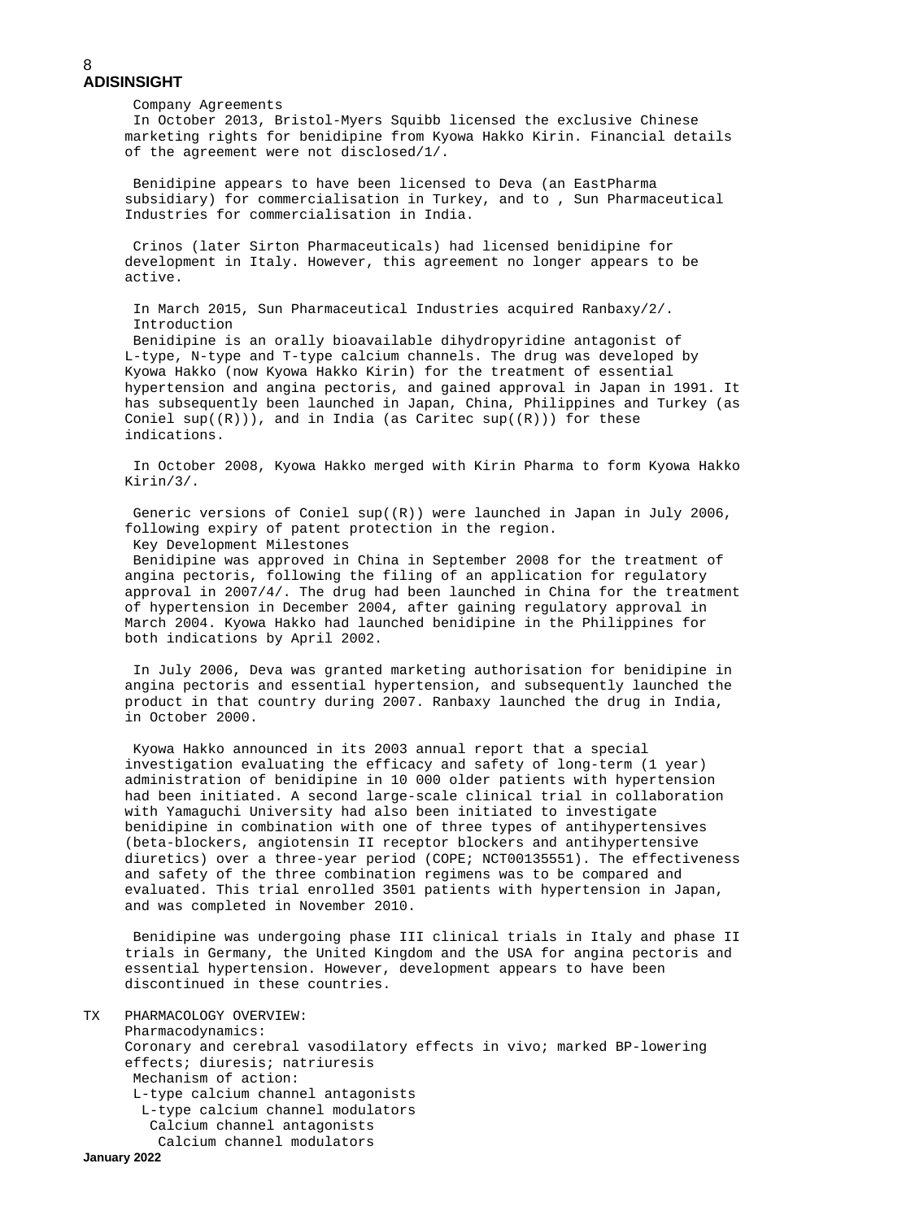Company Agreements

In October 2013, Bristol-Myers Squibb licensed the exclusive Chinese marketing rights for benidipine from Kyowa Hakko Kirin. Financial details of the agreement were not disclosed/1/.

Benidipine appears to have been licensed to Deva (an EastPharma subsidiary) for commercialisation in Turkey, and to , Sun Pharmaceutical Industries for commercialisation in India.

Crinos (later Sirton Pharmaceuticals) had licensed benidipine for development in Italy. However, this agreement no longer appears to be active.

In March 2015, Sun Pharmaceutical Industries acquired Ranbaxy/2/.

Introduction

Benidipine is an orally bioavailable dihydropyridine antagonist of L-type, N-type and T-type calcium channels. The drug was developed by Kyowa Hakko (now Kyowa Hakko Kirin) for the treatment of essential hypertension and angina pectoris, and gained approval in Japan in 1991. It has subsequently been launched in Japan, China, Philippines and Turkey (as Coniel sup((R))), and in India (as Caritec sup((R))) for these indications.

In October 2008, Kyowa Hakko merged with Kirin Pharma to form Kyowa Hakko Kirin/3/.

Generic versions of Coniel sup((R)) were launched in Japan in July 2006, following expiry of patent protection in the region.

Key Development Milestones

Benidipine was approved in China in September 2008 for the treatment of angina pectoris, following the filing of an application for regulatory approval in 2007/4/. The drug had been launched in China for the treatment of hypertension in December 2004, after gaining regulatory approval in March 2004. Kyowa Hakko had launched benidipine in the Philippines for both indications by April 2002.

In July 2006, Deva was granted marketing authorisation for benidipine in angina pectoris and essential hypertension, and subsequently launched the product in that country during 2007. Ranbaxy launched the drug in India, in October 2000.

Kyowa Hakko announced in its 2003 annual report that a special investigation evaluating the efficacy and safety of long-term (1 year) administration of benidipine in 10 000 older patients with hypertension had been initiated. A second large-scale clinical trial in collaboration with Yamaguchi University had also been initiated to investigate benidipine in combination with one of three types of antihypertensives (beta-blockers, angiotensin II receptor blockers and antihypertensive diuretics) over a three-year period (COPE; NCT00135551). The effectiveness and safety of the three combination regimens was to be compared and evaluated. This trial enrolled 3501 patients with hypertension in Japan, and was completed in November 2010.

Benidipine was undergoing phase III clinical trials in Italy and phase II trials in Germany, the United Kingdom and the USA for angina pectoris and essential hypertension. However, development appears to have been discontinued in these countries.

TX PHARMACOLOGY OVERVIEW:

Pharmacodynamics:

Coronary and cerebral vasodilatory effects in vivo; marked BP-lowering effects; diuresis; natriuresis

Mechanism of action:

- L-type calcium channel antagonists
  - L-type calcium channel modulators
    - Calcium channel antagonists
      - Calcium channel modulators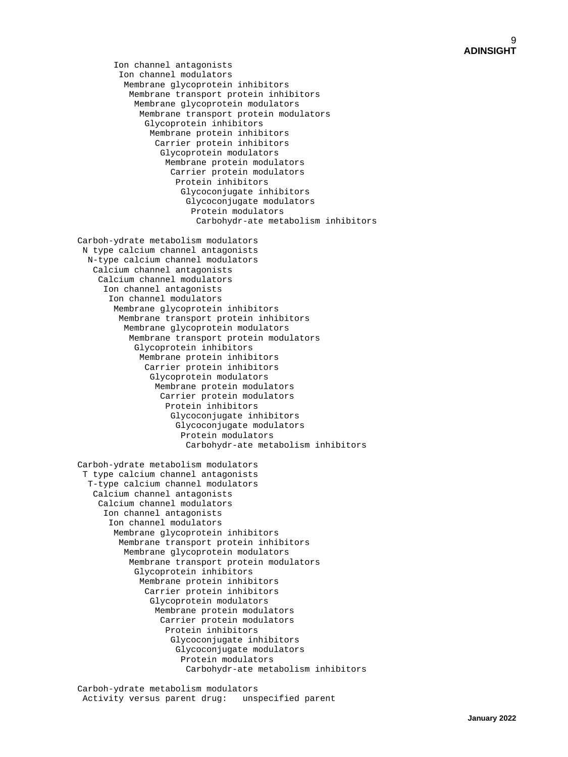```
       Ion channel antagonists
        Ion channel modulators
         Membrane glycoprotein inhibitors
          Membrane transport protein inhibitors
           Membrane glycoprotein modulators
            Membrane transport protein modulators
             Glycoprotein inhibitors
              Membrane protein inhibitors
               Carrier protein inhibitors
                Glycoprotein modulators
                 Membrane protein modulators
                  Carrier protein modulators
                   Protein inhibitors
                    Glycoconjugate inhibitors
                     Glycoconjugate modulators
                      Protein modulators
                       Carbohydr-ate metabolism inhibitors

Carboh-ydrate metabolism modulators
 N type calcium channel antagonists
  N-type calcium channel modulators
   Calcium channel antagonists
    Calcium channel modulators
     Ion channel antagonists
      Ion channel modulators
       Membrane glycoprotein inhibitors
        Membrane transport protein inhibitors
         Membrane glycoprotein modulators
          Membrane transport protein modulators
           Glycoprotein inhibitors
            Membrane protein inhibitors
             Carrier protein inhibitors
              Glycoprotein modulators
               Membrane protein modulators
                Carrier protein modulators
                 Protein inhibitors
                  Glycoconjugate inhibitors
                   Glycoconjugate modulators
                    Protein modulators
                     Carbohydr-ate metabolism inhibitors

Carboh-ydrate metabolism modulators
 T type calcium channel antagonists
  T-type calcium channel modulators
   Calcium channel antagonists
    Calcium channel modulators
     Ion channel antagonists
      Ion channel modulators
       Membrane glycoprotein inhibitors
        Membrane transport protein inhibitors
         Membrane glycoprotein modulators
          Membrane transport protein modulators
           Glycoprotein inhibitors
            Membrane protein inhibitors
             Carrier protein inhibitors
              Glycoprotein modulators
               Membrane protein modulators
                Carrier protein modulators
                 Protein inhibitors
                  Glycoconjugate inhibitors
                   Glycoconjugate modulators
                    Protein modulators
                     Carbohydr-ate metabolism inhibitors

Carboh-ydrate metabolism modulators
 Activity versus parent drug:   unspecified parent
```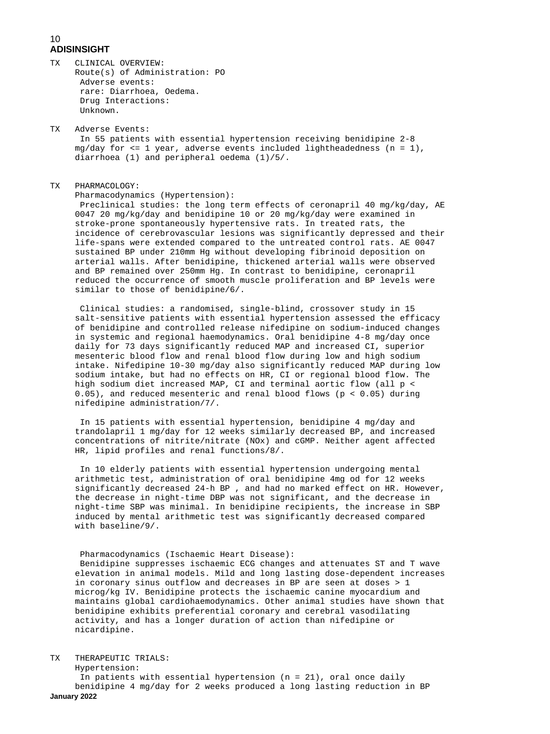TX CLINICAL OVERVIEW:

Route(s) of Administration: PO

Adverse events:

rare: Diarrhoea, Oedema.

Drug Interactions:

Unknown.

TX Adverse Events:

In 55 patients with essential hypertension receiving benidipine 2-8 mg/day for <= 1 year, adverse events included lightheadedness (n = 1), diarrhoea (1) and peripheral oedema (1)/5/.

TX PHARMACOLOGY:

Pharmacodynamics (Hypertension):

Preclinical studies: the long term effects of ceronapril 40 mg/kg/day, AE 0047 20 mg/kg/day and benidipine 10 or 20 mg/kg/day were examined in stroke-prone spontaneously hypertensive rats. In treated rats, the incidence of cerebrovascular lesions was significantly depressed and their life-spans were extended compared to the untreated control rats. AE 0047 sustained BP under 210mm Hg without developing fibrinoid deposition on arterial walls. After benidipine, thickened arterial walls were observed and BP remained over 250mm Hg. In contrast to benidipine, ceronapril reduced the occurrence of smooth muscle proliferation and BP levels were similar to those of benidipine/6/.

Clinical studies: a randomised, single-blind, crossover study in 15 salt-sensitive patients with essential hypertension assessed the efficacy of benidipine and controlled release nifedipine on sodium-induced changes in systemic and regional haemodynamics. Oral benidipine 4-8 mg/day once daily for 73 days significantly reduced MAP and increased CI, superior mesenteric blood flow and renal blood flow during low and high sodium intake. Nifedipine 10-30 mg/day also significantly reduced MAP during low sodium intake, but had no effects on HR, CI or regional blood flow. The high sodium diet increased MAP, CI and terminal aortic flow (all $p < 0.05$), and reduced mesenteric and renal blood flows ($p < 0.05$) during nifedipine administration/7/.

In 15 patients with essential hypertension, benidipine 4 mg/day and trandolapril 1 mg/day for 12 weeks similarly decreased BP, and increased concentrations of nitrite/nitrate (NOx) and cGMP. Neither agent affected HR, lipid profiles and renal functions/8/.

In 10 elderly patients with essential hypertension undergoing mental arithmetic test, administration of oral benidipine 4mg od for 12 weeks significantly decreased 24-h BP , and had no marked effect on HR. However, the decrease in night-time DBP was not significant, and the decrease in night-time SBP was minimal. In benidipine recipients, the increase in SBP induced by mental arithmetic test was significantly decreased compared with baseline/9/.

Pharmacodynamics (Ischaemic Heart Disease):

Benidipine suppresses ischaemic ECG changes and attenuates ST and T wave elevation in animal models. Mild and long lasting dose-dependent increases in coronary sinus outflow and decreases in BP are seen at doses > 1 microg/kg IV. Benidipine protects the ischaemic canine myocardium and maintains global cardiohaemodynamics. Other animal studies have shown that benidipine exhibits preferential coronary and cerebral vasodilating activity, and has a longer duration of action than nifedipine or nicardipine.

TX THERAPEUTIC TRIALS:

Hypertension:

In patients with essential hypertension (n = 21), oral once daily benidipine 4 mg/day for 2 weeks produced a long lasting reduction in BP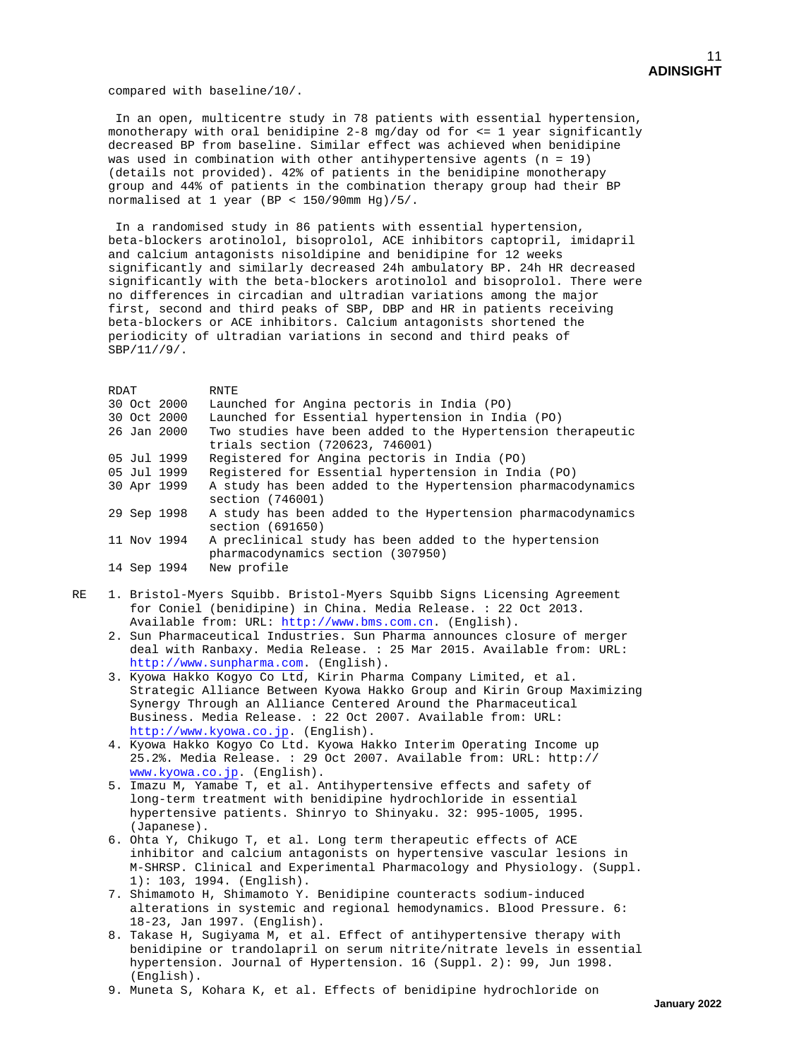compared with baseline/10/.

In an open, multicentre study in 78 patients with essential hypertension, monotherapy with oral benidipine 2-8 mg/day od for <= 1 year significantly decreased BP from baseline. Similar effect was achieved when benidipine was used in combination with other antihypertensive agents (n = 19) (details not provided). 42% of patients in the benidipine monotherapy group and 44% of patients in the combination therapy group had their BP normalised at 1 year (BP < 150/90mm Hg)/5/.

In a randomised study in 86 patients with essential hypertension, beta-blockers arotinolol, bisoprolol, ACE inhibitors captopril, imidapril and calcium antagonists nisoldipine and benidipine for 12 weeks significantly and similarly decreased 24h ambulatory BP. 24h HR decreased significantly with the beta-blockers arotinolol and bisoprolol. There were no differences in circadian and ultradian variations among the major first, second and third peaks of SBP, DBP and HR in patients receiving beta-blockers or ACE inhibitors. Calcium antagonists shortened the periodicity of ultradian variations in second and third peaks of SBP/11//9/.

| RDAT | RNTE |
|---|---|
| 30 Oct 2000 | Launched for Angina pectoris in India (PO) |
| 30 Oct 2000 | Launched for Essential hypertension in India (PO) |
| 26 Jan 2000 | Two studies have been added to the Hypertension therapeutic trials section (720623, 746001) |
| 05 Jul 1999 | Registered for Angina pectoris in India (PO) |
| 05 Jul 1999 | Registered for Essential hypertension in India (PO) |
| 30 Apr 1999 | A study has been added to the Hypertension pharmacodynamics section (746001) |
| 29 Sep 1998 | A study has been added to the Hypertension pharmacodynamics section (691650) |
| 11 Nov 1994 | A preclinical study has been added to the hypertension pharmacodynamics section (307950) |
| 14 Sep 1994 | New profile |

RE

1. Bristol-Myers Squibb. Bristol-Myers Squibb Signs Licensing Agreement for Coniel (benidipine) in China. Media Release. : 22 Oct 2013. Available from: URL: http://www.bms.com.cn. (English).
2. Sun Pharmaceutical Industries. Sun Pharma announces closure of merger deal with Ranbaxy. Media Release. : 25 Mar 2015. Available from: URL: http://www.sunpharma.com. (English).
3. Kyowa Hakko Kogyo Co Ltd, Kirin Pharma Company Limited, et al. Strategic Alliance Between Kyowa Hakko Group and Kirin Group Maximizing Synergy Through an Alliance Centered Around the Pharmaceutical Business. Media Release. : 22 Oct 2007. Available from: URL: http://www.kyowa.co.jp. (English).
4. Kyowa Hakko Kogyo Co Ltd. Kyowa Hakko Interim Operating Income up 25.2%. Media Release. : 29 Oct 2007. Available from: URL: http://www.kyowa.co.jp. (English).
5. Imazu M, Yamabe T, et al. Antihypertensive effects and safety of long-term treatment with benidipine hydrochloride in essential hypertensive patients. Shinryo to Shinyaku. 32: 995-1005, 1995. (Japanese).
6. Ohta Y, Chikugo T, et al. Long term therapeutic effects of ACE inhibitor and calcium antagonists on hypertensive vascular lesions in M-SHRSP. Clinical and Experimental Pharmacology and Physiology. (Suppl. 1): 103, 1994. (English).
7. Shimamoto H, Shimamoto Y. Benidipine counteracts sodium-induced alterations in systemic and regional hemodynamics. Blood Pressure. 6: 18-23, Jan 1997. (English).
8. Takase H, Sugiyama M, et al. Effect of antihypertensive therapy with benidipine or trandolapril on serum nitrite/nitrate levels in essential hypertension. Journal of Hypertension. 16 (Suppl. 2): 99, Jun 1998. (English).
9. Muneta S, Kohara K, et al. Effects of benidipine hydrochloride on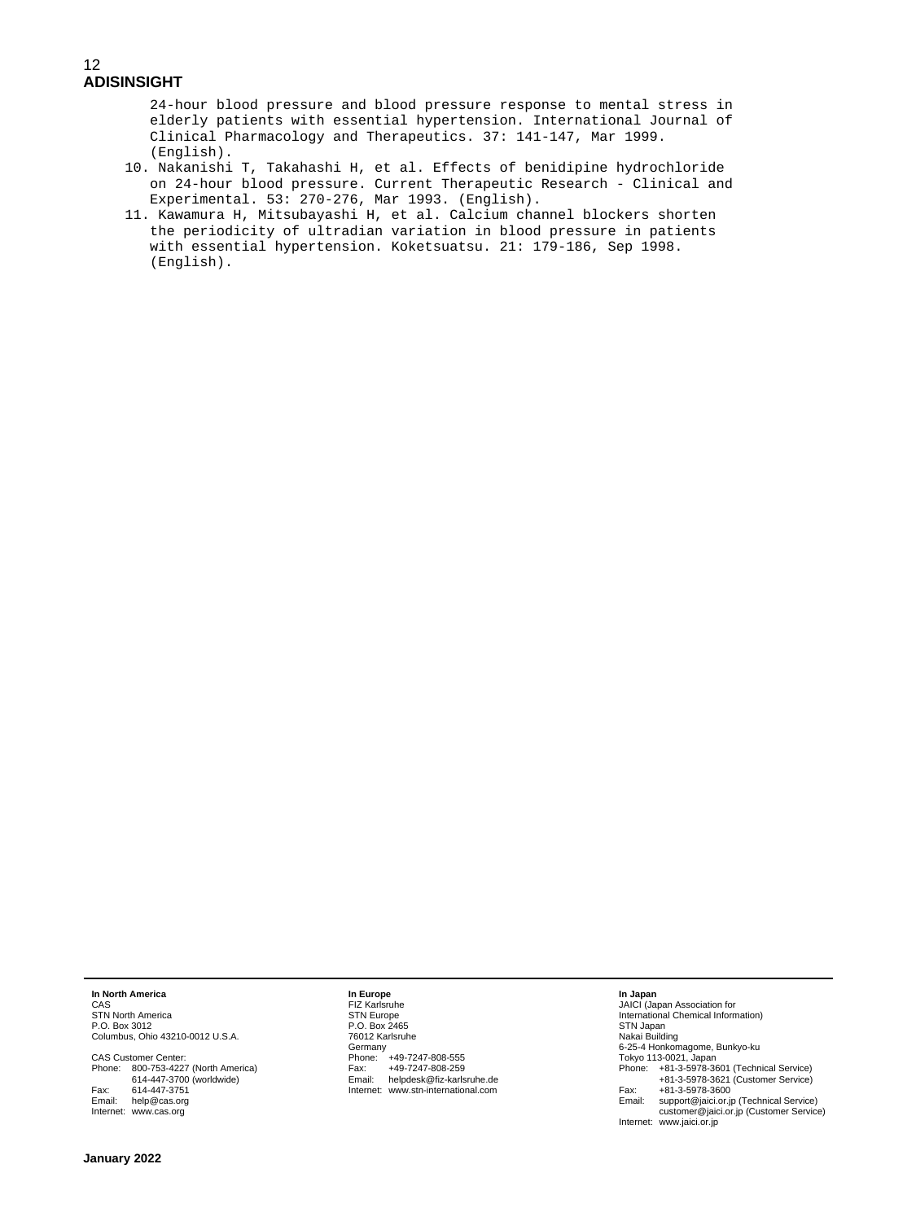24-hour blood pressure and blood pressure response to mental stress in elderly patients with essential hypertension. International Journal of Clinical Pharmacology and Therapeutics. 37: 141-147, Mar 1999. (English).

10. Nakanishi T, Takahashi H, et al. Effects of benidipine hydrochloride on 24-hour blood pressure. Current Therapeutic Research - Clinical and Experimental. 53: 270-276, Mar 1993. (English).
11. Kawamura H, Mitsubayashi H, et al. Calcium channel blockers shorten the periodicity of ultradian variation in blood pressure in patients with essential hypertension. Koketsuatsu. 21: 179-186, Sep 1998. (English).

**In North America**
CAS
STN North America
P.O. Box 3012
Columbus, Ohio 43210-0012 U.S.A.

CAS Customer Center:
Phone: 800-753-4227 (North America)
614-447-3700 (worldwide)
Fax: 614-447-3751
Email: help@cas.org
Internet: www.cas.org

**In Europe**
FIZ Karlsruhe
STN Europe
P.O. Box 2465
76012 Karlsruhe
Germany
Phone: +49-7247-808-555
Fax: +49-7247-808-259
Email: helpdesk@fiz-karlsruhe.de
Internet: www.stn-international.com

**In Japan**
JAICI (Japan Association for International Chemical Information)
STN Japan
Nakai Building
6-25-4 Honkomagome, Bunkyo-ku
Tokyo 113-0021, Japan
Phone: +81-3-5978-3601 (Technical Service)
+81-3-5978-3621 (Customer Service)
Fax: +81-3-5978-3600
Email: support@jaici.or.jp (Technical Service)
customer@jaici.or.jp (Customer Service)
Internet: www.jaici.or.jp